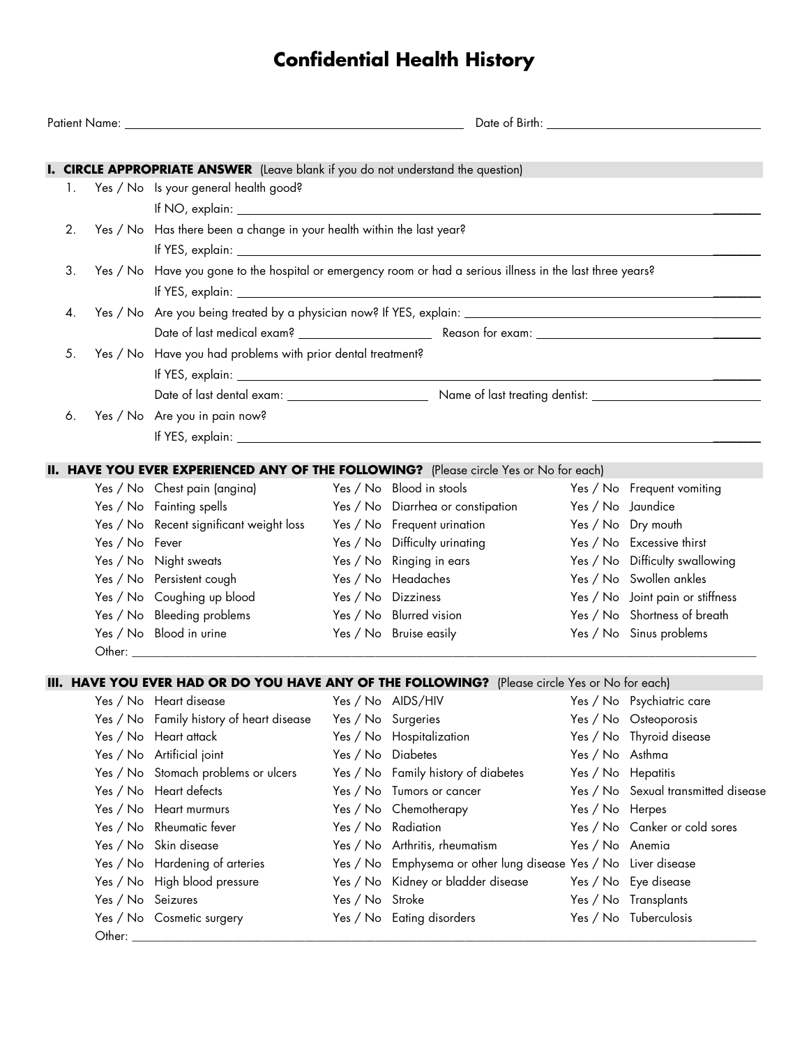# Confidential Health History

Patient Name: ______________________________ Date of Birth: ______________________

## I. CIRCLE APPROPRIATE ANSWER (Leave blank if you do not understand the question)

1. Yes / No Is your general health good?
   If NO, explain: ______________________________
2. Yes / No Has there been a change in your health within the last year?
   If YES, explain: ______________________________
3. Yes / No Have you gone to the hospital or emergency room or had a serious illness in the last three years?
   If YES, explain: ______________________________
4. Yes / No Are you being treated by a physician now? If YES, explain: ______________________________
   Date of last medical exam? ______________ Reason for exam: ______________________
5. Yes / No Have you had problems with prior dental treatment?
   If YES, explain: ______________________________
   Date of last dental exam: ______________ Name of last treating dentist: ______________________
6. Yes / No Are you in pain now?
   If YES, explain: ______________________________

## II. HAVE YOU EVER EXPERIENCED ANY OF THE FOLLOWING? (Please circle Yes or No for each)

| | | | | | |
|---|---|---|---|---|---|
| Yes / No | Chest pain (angina) | Yes / No | Blood in stools | Yes / No | Frequent vomiting |
| Yes / No | Fainting spells | Yes / No | Diarrhea or constipation | Yes / No | Jaundice |
| Yes / No | Recent significant weight loss | Yes / No | Frequent urination | Yes / No | Dry mouth |
| Yes / No | Fever | Yes / No | Difficulty urinating | Yes / No | Excessive thirst |
| Yes / No | Night sweats | Yes / No | Ringing in ears | Yes / No | Difficulty swallowing |
| Yes / No | Persistent cough | Yes / No | Headaches | Yes / No | Swollen ankles |
| Yes / No | Coughing up blood | Yes / No | Dizziness | Yes / No | Joint pain or stiffness |
| Yes / No | Bleeding problems | Yes / No | Blurred vision | Yes / No | Shortness of breath |
| Yes / No | Blood in urine | Yes / No | Bruise easily | Yes / No | Sinus problems |

Other: ______________________________

## III. HAVE YOU EVER HAD OR DO YOU HAVE ANY OF THE FOLLOWING? (Please circle Yes or No for each)

| | | | | | |
|---|---|---|---|---|---|
| Yes / No | Heart disease | Yes / No | AIDS/HIV | Yes / No | Psychiatric care |
| Yes / No | Family history of heart disease | Yes / No | Surgeries | Yes / No | Osteoporosis |
| Yes / No | Heart attack | Yes / No | Hospitalization | Yes / No | Thyroid disease |
| Yes / No | Artificial joint | Yes / No | Diabetes | Yes / No | Asthma |
| Yes / No | Stomach problems or ulcers | Yes / No | Family history of diabetes | Yes / No | Hepatitis |
| Yes / No | Heart defects | Yes / No | Tumors or cancer | Yes / No | Sexual transmitted disease |
| Yes / No | Heart murmurs | Yes / No | Chemotherapy | Yes / No | Herpes |
| Yes / No | Rheumatic fever | Yes / No | Radiation | Yes / No | Canker or cold sores |
| Yes / No | Skin disease | Yes / No | Arthritis, rheumatism | Yes / No | Anemia |
| Yes / No | Hardening of arteries | Yes / No | Emphysema or other lung disease | Yes / No | Liver disease |
| Yes / No | High blood pressure | Yes / No | Kidney or bladder disease | Yes / No | Eye disease |
| Yes / No | Seizures | Yes / No | Stroke | Yes / No | Transplants |
| Yes / No | Cosmetic surgery | Yes / No | Eating disorders | Yes / No | Tuberculosis |

Other: ______________________________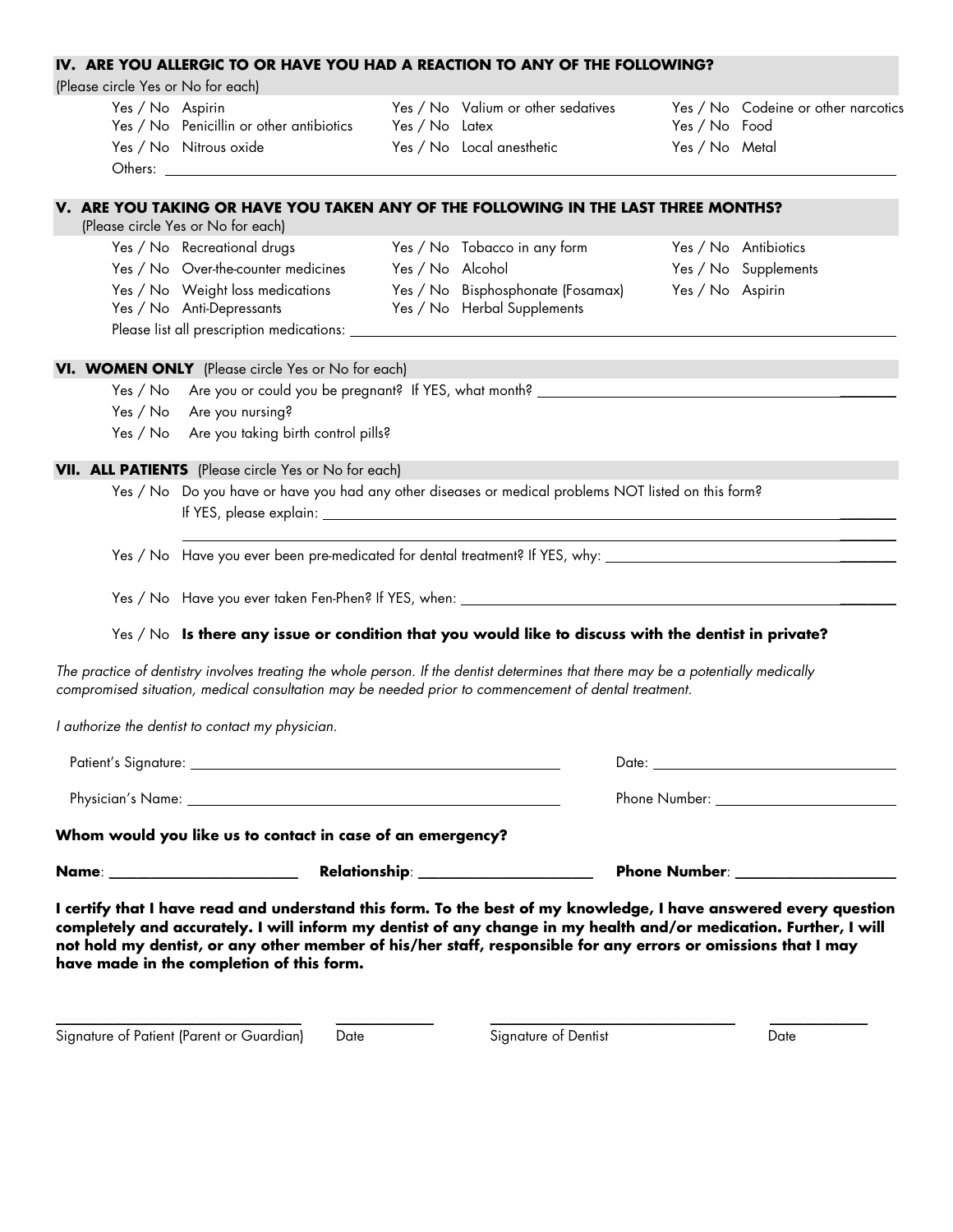## IV. ARE YOU ALLERGIC TO OR HAVE YOU HAD A REACTION TO ANY OF THE FOLLOWING?

(Please circle Yes or No for each)

| | | |
|---|---|---|
| Yes / No Aspirin | Yes / No Valium or other sedatives | Yes / No Codeine or other narcotics |
| Yes / No Penicillin or other antibiotics | Yes / No Latex | Yes / No Food |
| Yes / No Nitrous oxide | Yes / No Local anesthetic | Yes / No Metal |

Others: ______________________________

## V. ARE YOU TAKING OR HAVE YOU TAKEN ANY OF THE FOLLOWING IN THE LAST THREE MONTHS?

(Please circle Yes or No for each)

| | | |
|---|---|---|
| Yes / No Recreational drugs | Yes / No Tobacco in any form | Yes / No Antibiotics |
| Yes / No Over-the-counter medicines | Yes / No Alcohol | Yes / No Supplements |
| Yes / No Weight loss medications | Yes / No Bisphosphonate (Fosamax) | Yes / No Aspirin |
| Yes / No Anti-Depressants | Yes / No Herbal Supplements | |

Please list all prescription medications: ______________________________

## VI. WOMEN ONLY (Please circle Yes or No for each)

Yes / No Are you or could you be pregnant? If YES, what month? ______________________________

Yes / No Are you nursing?

Yes / No Are you taking birth control pills?

## VII. ALL PATIENTS (Please circle Yes or No for each)

Yes / No Do you have or have you had any other diseases or medical problems NOT listed on this form?
If YES, please explain: ______________________________

______________________________

Yes / No Have you ever been pre-medicated for dental treatment? If YES, why: ______________________________

Yes / No Have you ever taken Fen-Phen? If YES, when: ______________________________

Yes / No **Is there any issue or condition that you would like to discuss with the dentist in private?**

*The practice of dentistry involves treating the whole person. If the dentist determines that there may be a potentially medically compromised situation, medical consultation may be needed prior to commencement of dental treatment.*

*I authorize the dentist to contact my physician.*

Patient's Signature: ______________________________ Date: ______________________________

Physician's Name: ______________________________ Phone Number: ______________________________

**Whom would you like us to contact in case of an emergency?**

**Name**: ______________________ **Relationship**: ______________________ **Phone Number**: ______________________

**I certify that I have read and understand this form. To the best of my knowledge, I have answered every question completely and accurately. I will inform my dentist of any change in my health and/or medication. Further, I will not hold my dentist, or any other member of his/her staff, responsible for any errors or omissions that I may have made in the completion of this form.**

______________________________ ____________ ______________________________ ____________

Signature of Patient (Parent or Guardian) Date Signature of Dentist Date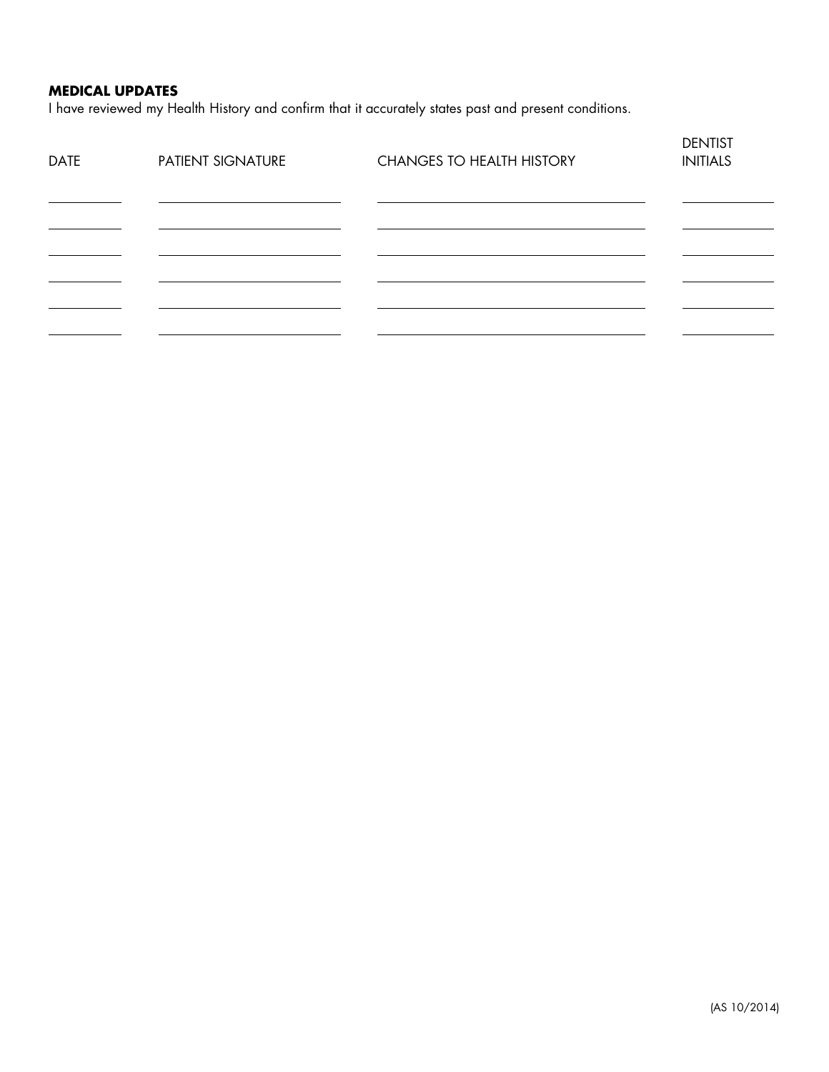**MEDICAL UPDATES**

I have reviewed my Health History and confirm that it accurately states past and present conditions.

| DATE | PATIENT SIGNATURE | CHANGES TO HEALTH HISTORY | DENTIST INITIALS |
|---|---|---|---|
| | | | |
| | | | |
| | | | |
| | | | |
| | | | |
| | | | |

(AS 10/2014)